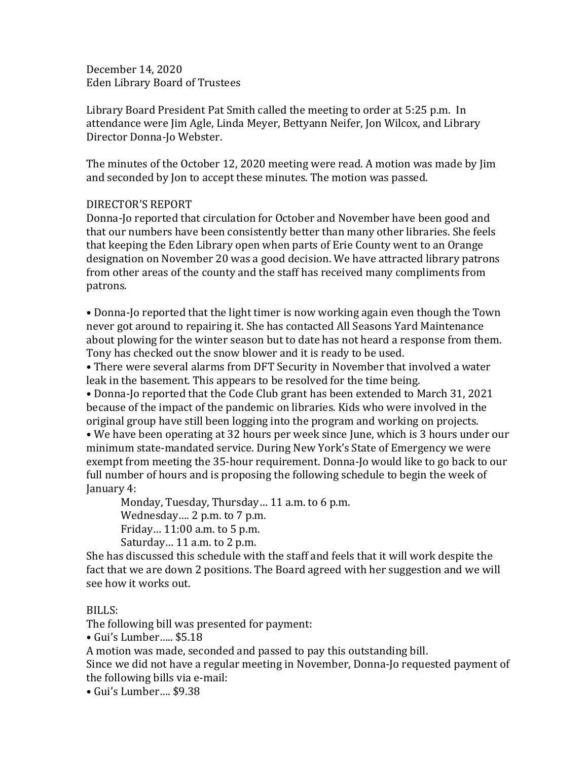December 14, 2020
Eden Library Board of Trustees

Library Board President Pat Smith called the meeting to order at 5:25 p.m. In attendance were Jim Agle, Linda Meyer, Bettyann Neifer, Jon Wilcox, and Library Director Donna-Jo Webster.

The minutes of the October 12, 2020 meeting were read. A motion was made by Jim and seconded by Jon to accept these minutes. The motion was passed.

DIRECTOR'S REPORT
Donna-Jo reported that circulation for October and November have been good and that our numbers have been consistently better than many other libraries. She feels that keeping the Eden Library open when parts of Erie County went to an Orange designation on November 20 was a good decision. We have attracted library patrons from other areas of the county and the staff has received many compliments from patrons.

- Donna-Jo reported that the light timer is now working again even though the Town never got around to repairing it. She has contacted All Seasons Yard Maintenance about plowing for the winter season but to date has not heard a response from them. Tony has checked out the snow blower and it is ready to be used.
- There were several alarms from DFT Security in November that involved a water leak in the basement. This appears to be resolved for the time being.
- Donna-Jo reported that the Code Club grant has been extended to March 31, 2021 because of the impact of the pandemic on libraries. Kids who were involved in the original group have still been logging into the program and working on projects.
- We have been operating at 32 hours per week since June, which is 3 hours under our minimum state-mandated service. During New York's State of Emergency we were exempt from meeting the 35-hour requirement. Donna-Jo would like to go back to our full number of hours and is proposing the following schedule to begin the week of January 4:

  Monday, Tuesday, Thursday… 11 a.m. to 6 p.m.
  Wednesday…. 2 p.m. to 7 p.m.
  Friday… 11:00 a.m. to 5 p.m.
  Saturday… 11 a.m. to 2 p.m.

She has discussed this schedule with the staff and feels that it will work despite the fact that we are down 2 positions. The Board agreed with her suggestion and we will see how it works out.

BILLS:
The following bill was presented for payment:
- Gui's Lumber….. $5.18

A motion was made, seconded and passed to pay this outstanding bill.
Since we did not have a regular meeting in November, Donna-Jo requested payment of the following bills via e-mail:
- Gui's Lumber…. $9.38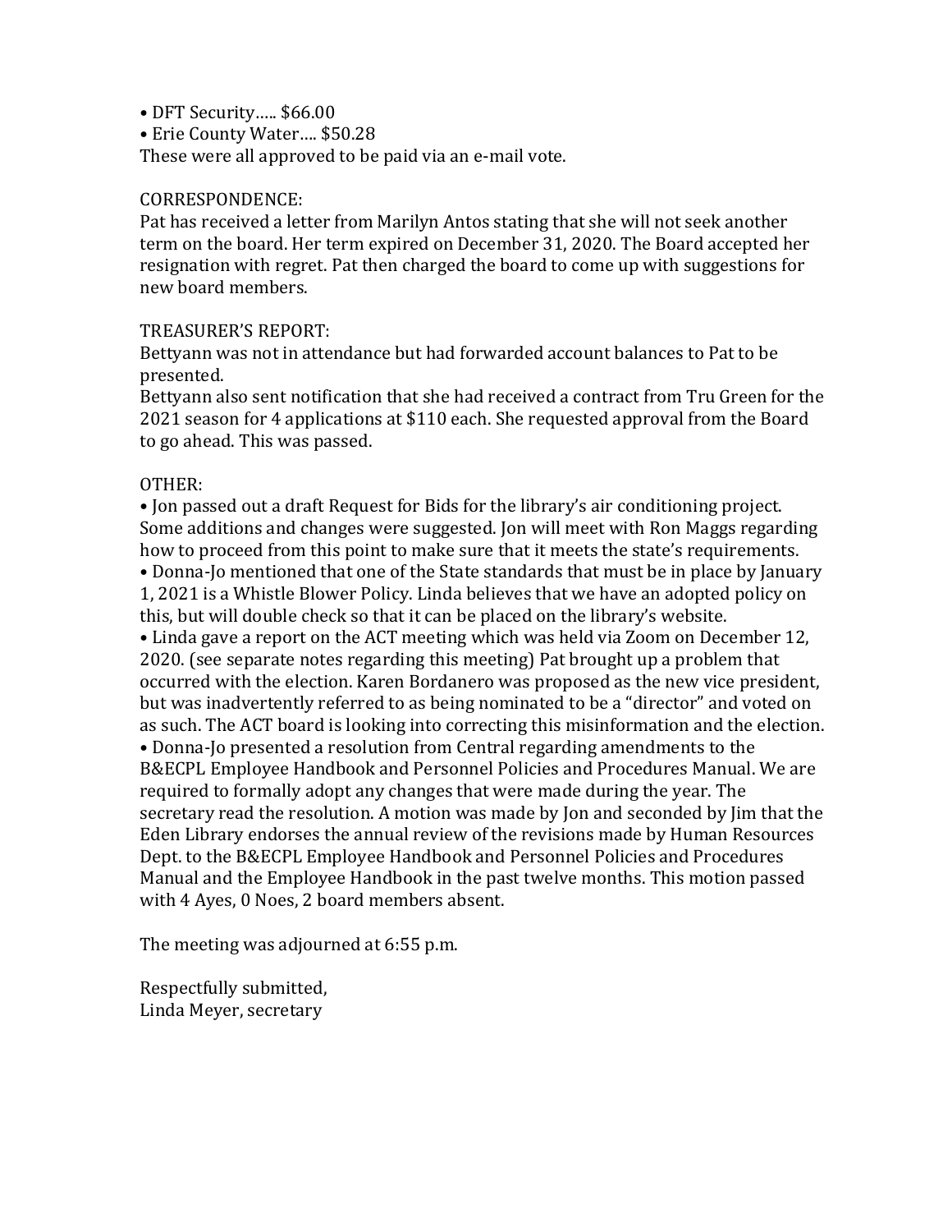- DFT Security….. $66.00
- Erie County Water…. $50.28

These were all approved to be paid via an e-mail vote.

CORRESPONDENCE:

Pat has received a letter from Marilyn Antos stating that she will not seek another term on the board. Her term expired on December 31, 2020. The Board accepted her resignation with regret. Pat then charged the board to come up with suggestions for new board members.

TREASURER'S REPORT:

Bettyann was not in attendance but had forwarded account balances to Pat to be presented.

Bettyann also sent notification that she had received a contract from Tru Green for the 2021 season for 4 applications at $110 each. She requested approval from the Board to go ahead. This was passed.

OTHER:

- Jon passed out a draft Request for Bids for the library's air conditioning project. Some additions and changes were suggested. Jon will meet with Ron Maggs regarding how to proceed from this point to make sure that it meets the state's requirements.
- Donna-Jo mentioned that one of the State standards that must be in place by January 1, 2021 is a Whistle Blower Policy. Linda believes that we have an adopted policy on this, but will double check so that it can be placed on the library's website.
- Linda gave a report on the ACT meeting which was held via Zoom on December 12, 2020. (see separate notes regarding this meeting) Pat brought up a problem that occurred with the election. Karen Bordanero was proposed as the new vice president, but was inadvertently referred to as being nominated to be a "director" and voted on as such. The ACT board is looking into correcting this misinformation and the election.
- Donna-Jo presented a resolution from Central regarding amendments to the B&ECPL Employee Handbook and Personnel Policies and Procedures Manual. We are required to formally adopt any changes that were made during the year. The secretary read the resolution. A motion was made by Jon and seconded by Jim that the Eden Library endorses the annual review of the revisions made by Human Resources Dept. to the B&ECPL Employee Handbook and Personnel Policies and Procedures Manual and the Employee Handbook in the past twelve months. This motion passed with 4 Ayes, 0 Noes, 2 board members absent.

The meeting was adjourned at 6:55 p.m.

Respectfully submitted,
Linda Meyer, secretary